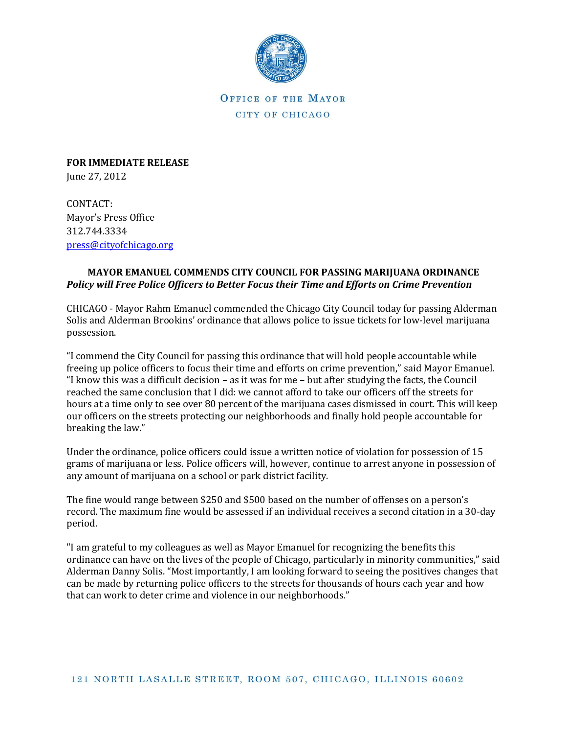OFFICE OF THE MAYOR
CITY OF CHICAGO

**FOR IMMEDIATE RELEASE**
June 27, 2012

CONTACT:
Mayor's Press Office
312.744.3334
press@cityofchicago.org

**MAYOR EMANUEL COMMENDS CITY COUNCIL FOR PASSING MARIJUANA ORDINANCE**
***Policy will Free Police Officers to Better Focus their Time and Efforts on Crime Prevention***

CHICAGO - Mayor Rahm Emanuel commended the Chicago City Council today for passing Alderman Solis and Alderman Brookins' ordinance that allows police to issue tickets for low-level marijuana possession.

"I commend the City Council for passing this ordinance that will hold people accountable while freeing up police officers to focus their time and efforts on crime prevention," said Mayor Emanuel. "I know this was a difficult decision – as it was for me – but after studying the facts, the Council reached the same conclusion that I did: we cannot afford to take our officers off the streets for hours at a time only to see over 80 percent of the marijuana cases dismissed in court. This will keep our officers on the streets protecting our neighborhoods and finally hold people accountable for breaking the law."

Under the ordinance, police officers could issue a written notice of violation for possession of 15 grams of marijuana or less. Police officers will, however, continue to arrest anyone in possession of any amount of marijuana on a school or park district facility.

The fine would range between $250 and $500 based on the number of offenses on a person's record. The maximum fine would be assessed if an individual receives a second citation in a 30-day period.

"I am grateful to my colleagues as well as Mayor Emanuel for recognizing the benefits this ordinance can have on the lives of the people of Chicago, particularly in minority communities," said Alderman Danny Solis. "Most importantly, I am looking forward to seeing the positives changes that can be made by returning police officers to the streets for thousands of hours each year and how that can work to deter crime and violence in our neighborhoods."

121 NORTH LASALLE STREET, ROOM 507, CHICAGO, ILLINOIS 60602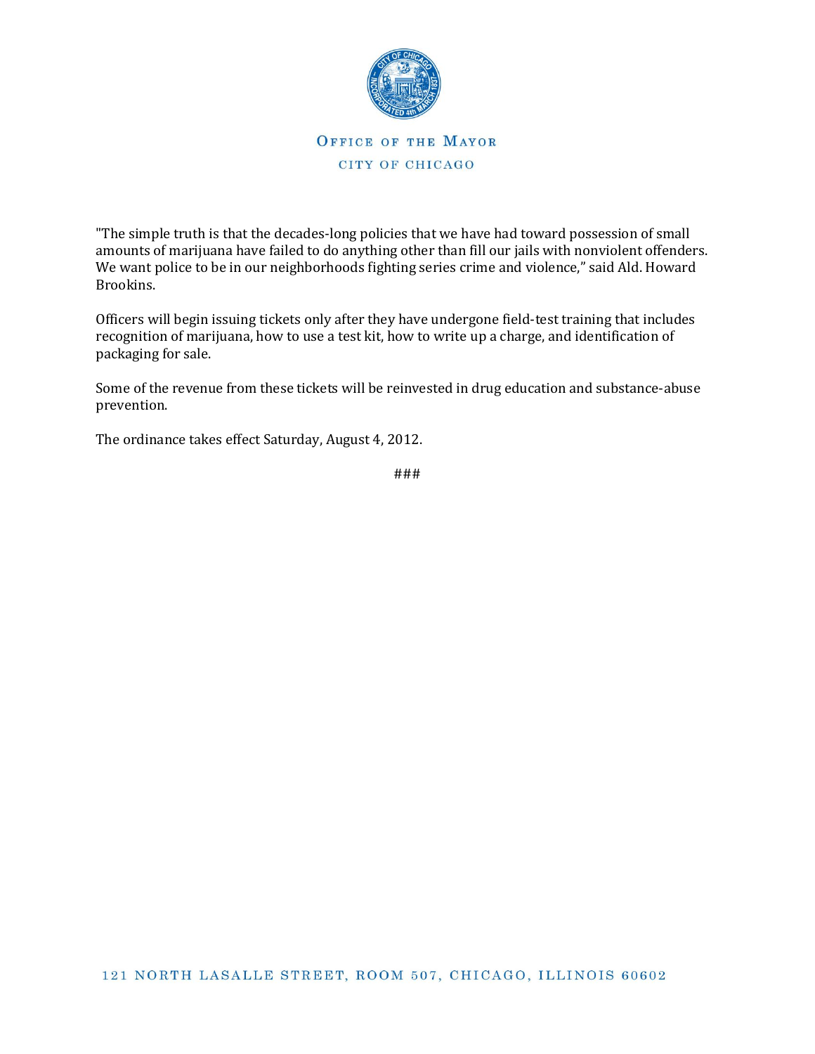OFFICE OF THE MAYOR

CITY OF CHICAGO

"The simple truth is that the decades-long policies that we have had toward possession of small amounts of marijuana have failed to do anything other than fill our jails with nonviolent offenders. We want police to be in our neighborhoods fighting series crime and violence," said Ald. Howard Brookins.

Officers will begin issuing tickets only after they have undergone field-test training that includes recognition of marijuana, how to use a test kit, how to write up a charge, and identification of packaging for sale.

Some of the revenue from these tickets will be reinvested in drug education and substance-abuse prevention.

The ordinance takes effect Saturday, August 4, 2012.

###

121 NORTH LASALLE STREET, ROOM 507, CHICAGO, ILLINOIS 60602